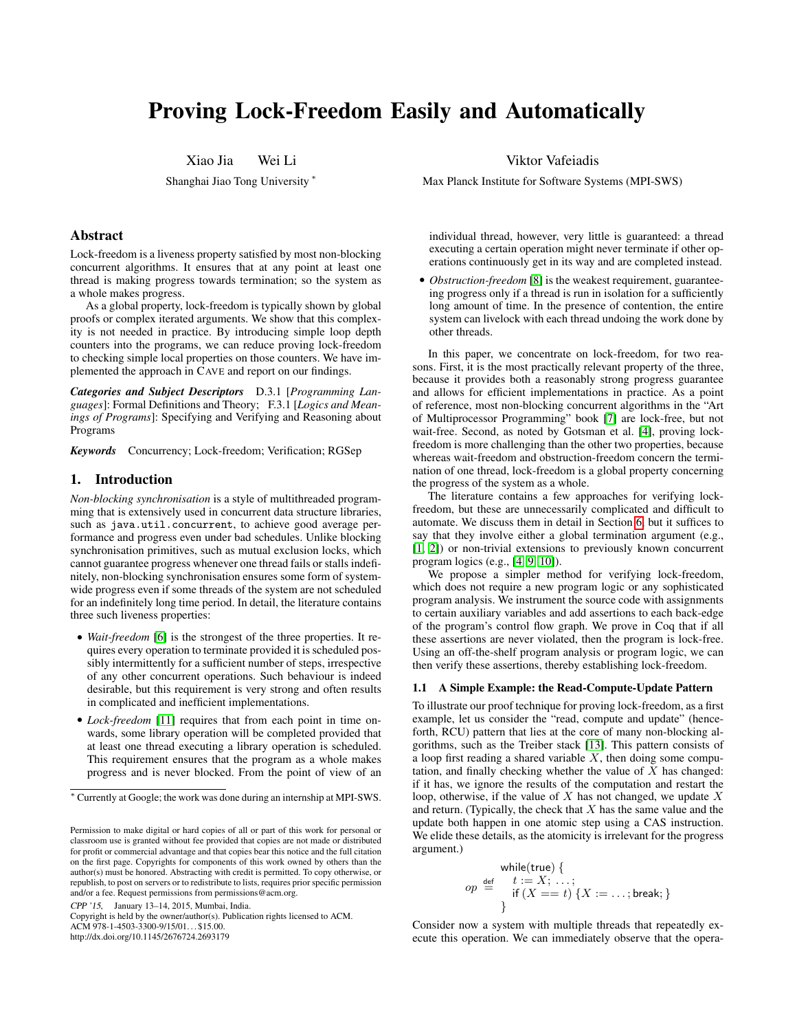# Proving Lock-Freedom Easily and Automatically

Xiao Jia Wei Li
Shanghai Jiao Tong University *

Viktor Vafeiadis
Max Planck Institute for Software Systems (MPI-SWS)

## Abstract

Lock-freedom is a liveness property satisfied by most non-blocking concurrent algorithms. It ensures that at any point at least one thread is making progress towards termination; so the system as a whole makes progress.

As a global property, lock-freedom is typically shown by global proofs or complex iterated arguments. We show that this complexity is not needed in practice. By introducing simple loop depth counters into the programs, we can reduce proving lock-freedom to checking simple local properties on those counters. We have implemented the approach in CAVE and report on our findings.

***Categories and Subject Descriptors*** D.3.1 [*Programming Languages*]: Formal Definitions and Theory; F.3.1 [*Logics and Meanings of Programs*]: Specifying and Verifying and Reasoning about Programs

***Keywords*** Concurrency; Lock-freedom; Verification; RGSep

## 1. Introduction

*Non-blocking synchronisation* is a style of multithreaded programming that is extensively used in concurrent data structure libraries, such as `java.util.concurrent`, to achieve good average performance and progress even under bad schedules. Unlike blocking synchronisation primitives, such as mutual exclusion locks, which cannot guarantee progress whenever one thread fails or stalls indefinitely, non-blocking synchronisation ensures some form of system-wide progress even if some threads of the system are not scheduled for an indefinitely long time period. In detail, the literature contains three such liveness properties:

- *Wait-freedom* [6] is the strongest of the three properties. It requires every operation to terminate provided it is scheduled possibly intermittently for a sufficient number of steps, irrespective of any other concurrent operations. Such behaviour is indeed desirable, but this requirement is very strong and often results in complicated and inefficient implementations.
- *Lock-freedom* [11] requires that from each point in time onwards, some library operation will be completed provided that at least one thread executing a library operation is scheduled. This requirement ensures that the program as a whole makes progress and is never blocked. From the point of view of an individual thread, however, very little is guaranteed: a thread executing a certain operation might never terminate if other operations continuously get in its way and are completed instead.
- *Obstruction-freedom* [8] is the weakest requirement, guaranteeing progress only if a thread is run in isolation for a sufficiently long amount of time. In the presence of contention, the entire system can livelock with each thread undoing the work done by other threads.

In this paper, we concentrate on lock-freedom, for two reasons. First, it is the most practically relevant property of the three, because it provides both a reasonably strong progress guarantee and allows for efficient implementations in practice. As a point of reference, most non-blocking concurrent algorithms in the "Art of Multiprocessor Programming" book [7] are lock-free, but not wait-free. Second, as noted by Gotsman et al. [4], proving lock-freedom is more challenging than the other two properties, because whereas wait-freedom and obstruction-freedom concern the termination of one thread, lock-freedom is a global property concerning the progress of the system as a whole.

The literature contains a few approaches for verifying lock-freedom, but these are unnecessarily complicated and difficult to automate. We discuss them in detail in Section 6, but it suffices to say that they involve either a global termination argument (e.g., [1, 2]) or non-trivial extensions to previously known concurrent program logics (e.g., [4, 9, 10]).

We propose a simpler method for verifying lock-freedom, which does not require a new program logic or any sophisticated program analysis. We instrument the source code with assignments to certain auxiliary variables and add assertions to each back-edge of the program's control flow graph. We prove in Coq that if all these assertions are never violated, then the program is lock-free. Using an off-the-shelf program analysis or program logic, we can then verify these assertions, thereby establishing lock-freedom.

### 1.1 A Simple Example: the Read-Compute-Update Pattern

To illustrate our proof technique for proving lock-freedom, as a first example, let us consider the "read, compute and update" (henceforth, RCU) pattern that lies at the core of many non-blocking algorithms, such as the Treiber stack [13]. This pattern consists of a loop first reading a shared variable $X$, then doing some computation, and finally checking whether the value of $X$ has changed: if it has, we ignore the results of the computation and restart the loop, otherwise, if the value of $X$ has not changed, we update $X$ and return. (Typically, the check that $X$ has the same value and the update both happen in one atomic step using a CAS instruction. We elide these details, as the atomicity is irrelevant for the progress argument.)

$$op \stackrel{\text{def}}{=} \begin{array}{l} \mathsf{while}(\mathsf{true})\ \{ \\ \quad t := X;\ \ldots; \\ \quad \mathsf{if}\ (X == t)\ \{X := \ldots; \mathsf{break}; \} \\ \} \end{array}$$

Consider now a system with multiple threads that repeatedly execute this operation. We can immediately observe that the opera-

---

* Currently at Google; the work was done during an internship at MPI-SWS.

Permission to make digital or hard copies of all or part of this work for personal or classroom use is granted without fee provided that copies are not made or distributed for profit or commercial advantage and that copies bear this notice and the full citation on the first page. Copyrights for components of this work owned by others than the author(s) must be honored. Abstracting with credit is permitted. To copy otherwise, or republish, to post on servers or to redistribute to lists, requires prior specific permission and/or a fee. Request permissions from permissions@acm.org.

*CPP '15*, January 13–14, 2015, Mumbai, India.
Copyright is held by the owner/author(s). Publication rights licensed to ACM.
ACM 978-1-4503-3300-9/15/01…$15.00.
http://dx.doi.org/10.1145/2676724.2693179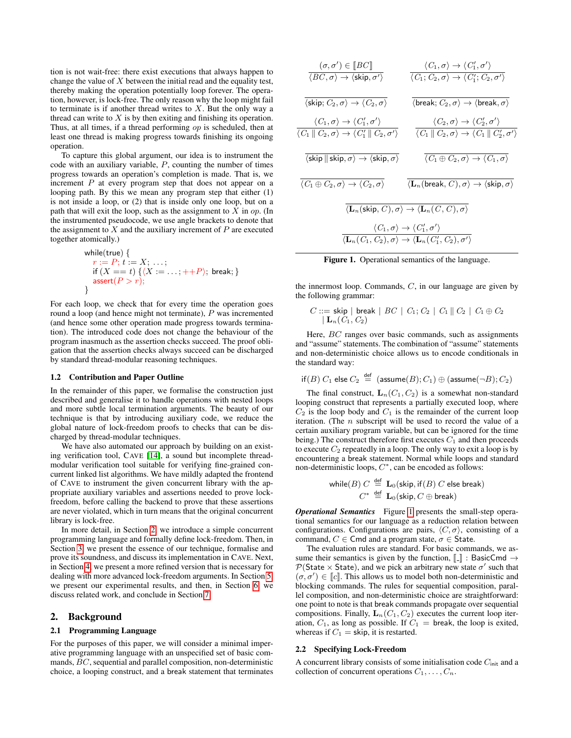tion is not wait-free: there exist executions that always happen to change the value of $X$ between the initial read and the equality test, thereby making the operation potentially loop forever. The operation, however, is lock-free. The only reason why the loop might fail to terminate is if another thread writes to $X$. But the only way a thread can write to $X$ is by then exiting and finishing its operation. Thus, at all times, if a thread performing *op* is scheduled, then at least one thread is making progress towards finishing its ongoing operation.

To capture this global argument, our idea is to instrument the code with an auxiliary variable, $P$, counting the number of times progress towards an operation's completion is made. That is, we increment $P$ at every program step that does not appear on a looping path. By this we mean any program step that either (1) is not inside a loop, or (2) that is inside only one loop, but on a path that will exit the loop, such as the assignment to $X$ in *op*. (In the instrumented pseudocode, we use angle brackets to denote that the assignment to $X$ and the auxiliary increment of $P$ are executed together atomically.)

```
while(true) {
  r := P; t := X; ...;
  if (X == t) {⟨X := ...; ++P⟩; break; }
  assert(P > r);
}
```

For each loop, we check that for every time the operation goes round a loop (and hence might not terminate), $P$ was incremented (and hence some other operation made progress towards termination). The introduced code does not change the behaviour of the program inasmuch as the assertion checks succeed. The proof obligation that the assertion checks always succeed can be discharged by standard thread-modular reasoning techniques.

### 1.2 Contribution and Paper Outline

In the remainder of this paper, we formalise the construction just described and generalise it to handle operations with nested loops and more subtle local termination arguments. The beauty of our technique is that by introducing auxiliary code, we reduce the global nature of lock-freedom proofs to checks that can be discharged by thread-modular techniques.

We have also automated our approach by building on an existing verification tool, CAVE [14], a sound but incomplete thread-modular verification tool suitable for verifying fine-grained concurrent linked list algorithms. We have mildly adapted the frontend of CAVE to instrument the given concurrent library with the appropriate auxiliary variables and assertions needed to prove lock-freedom, before calling the backend to prove that these assertions are never violated, which in turn means that the original concurrent library is lock-free.

In more detail, in Section 2, we introduce a simple concurrent programming language and formally define lock-freedom. Then, in Section 3, we present the essence of our technique, formalise and prove its soundness, and discuss its implementation in CAVE. Next, in Section 4, we present a more refined version that is necessary for dealing with more advanced lock-freedom arguments. In Section 5, we present our experimental results, and then, in Section 6, we discuss related work, and conclude in Section 7.

## 2. Background

### 2.1 Programming Language

For the purposes of this paper, we will consider a minimal imperative programming language with an unspecified set of basic commands, $BC$, sequential and parallel composition, non-deterministic choice, a looping construct, and a break statement that terminates the innermost loop. Commands, $C$, in our language are given by the following grammar:

$$C ::= \mathsf{skip} \mid \mathsf{break} \mid BC \mid C_1; C_2 \mid C_1 \parallel C_2 \mid C_1 \oplus C_2 \mid \mathbf{L}_n(C_1, C_2)$$

Here, $BC$ ranges over basic commands, such as assignments and "assume" statements. The combination of "assume" statements and non-deterministic choice allows us to encode conditionals in the standard way:

$$\mathsf{if}(B)\ C_1\ \mathsf{else}\ C_2 \overset{\text{def}}{=} (\mathsf{assume}(B); C_1) \oplus (\mathsf{assume}(\neg B); C_2)$$

The final construct, $\mathbf{L}_n(C_1, C_2)$ is a somewhat non-standard looping construct that represents a partially executed loop, where $C_2$ is the loop body and $C_1$ is the remainder of the current loop iteration. (The $n$ subscript will be used to record the value of a certain auxiliary program variable, but can be ignored for the time being.) The construct therefore first executes $C_1$ and then proceeds to execute $C_2$ repeatedly in a loop. The only way to exit a loop is by encountering a break statement. Normal while loops and standard non-deterministic loops, $C^*$, can be encoded as follows:

$$\mathsf{while}(B)\ C \overset{\text{def}}{=} \mathbf{L}_0(\mathsf{skip}, \mathsf{if}(B)\ C\ \mathsf{else\ break})$$
$$C^* \overset{\text{def}}{=} \mathbf{L}_0(\mathsf{skip}, C \oplus \mathsf{break})$$

*Operational Semantics* Figure 1 presents the small-step operational semantics for our language as a reduction relation between configurations. Configurations are pairs, $\langle C, \sigma\rangle$, consisting of a command, $C \in \mathsf{Cmd}$ and a program state, $\sigma \in \mathsf{State}$.

The evaluation rules are standard. For basic commands, we assume their semantics is given by the function, $[\![\_]\!] : \mathsf{BasicCmd} \to \mathcal{P}(\mathsf{State} \times \mathsf{State})$, and we pick an arbitrary new state $\sigma'$ such that $(\sigma, \sigma') \in [\![c]\!]$. This allows us to model both non-deterministic and blocking commands. The rules for sequential composition, parallel composition, and non-deterministic choice are straightforward: one point to note is that break commands propagate over sequential compositions. Finally, $\mathbf{L}_n(C_1, C_2)$ executes the current loop iteration, $C_1$, as long as possible. If $C_1 = \mathsf{break}$, the loop is exited, whereas if $C_1 = \mathsf{skip}$, it is restarted.

$$\frac{(\sigma, \sigma') \in [\![BC]\!]}{\langle BC, \sigma\rangle \to \langle \mathsf{skip}, \sigma'\rangle} \qquad \frac{\langle C_1, \sigma\rangle \to \langle C_1', \sigma'\rangle}{\langle C_1; C_2, \sigma\rangle \to \langle C_1'; C_2, \sigma'\rangle}$$

$$\frac{}{\langle \mathsf{skip}; C_2, \sigma\rangle \to \langle C_2, \sigma\rangle} \qquad \frac{}{\langle \mathsf{break}; C_2, \sigma\rangle \to \langle \mathsf{break}, \sigma\rangle}$$

$$\frac{\langle C_1, \sigma\rangle \to \langle C_1', \sigma'\rangle}{\langle C_1 \parallel C_2, \sigma\rangle \to \langle C_1' \parallel C_2, \sigma'\rangle} \qquad \frac{\langle C_2, \sigma\rangle \to \langle C_2', \sigma'\rangle}{\langle C_1 \parallel C_2, \sigma\rangle \to \langle C_1 \parallel C_2', \sigma'\rangle}$$

$$\frac{}{\langle \mathsf{skip} \parallel \mathsf{skip}, \sigma\rangle \to \langle \mathsf{skip}, \sigma\rangle} \qquad \frac{}{\langle C_1 \oplus C_2, \sigma\rangle \to \langle C_1, \sigma\rangle}$$

$$\frac{}{\langle C_1 \oplus C_2, \sigma\rangle \to \langle C_2, \sigma\rangle} \qquad \frac{}{\langle \mathbf{L}_n(\mathsf{break}, C), \sigma\rangle \to \langle \mathsf{skip}, \sigma\rangle}$$

$$\frac{}{\langle \mathbf{L}_n(\mathsf{skip}, C), \sigma\rangle \to \langle \mathbf{L}_n(C, C), \sigma\rangle}$$

$$\frac{\langle C_1, \sigma\rangle \to \langle C_1', \sigma'\rangle}{\langle \mathbf{L}_n(C_1, C_2), \sigma\rangle \to \langle \mathbf{L}_n(C_1', C_2), \sigma'\rangle}$$

**Figure 1.** Operational semantics of the language.

### 2.2 Specifying Lock-Freedom

A concurrent library consists of some initialisation code $C_{\mathsf{init}}$ and a collection of concurrent operations $C_1, \ldots, C_n$.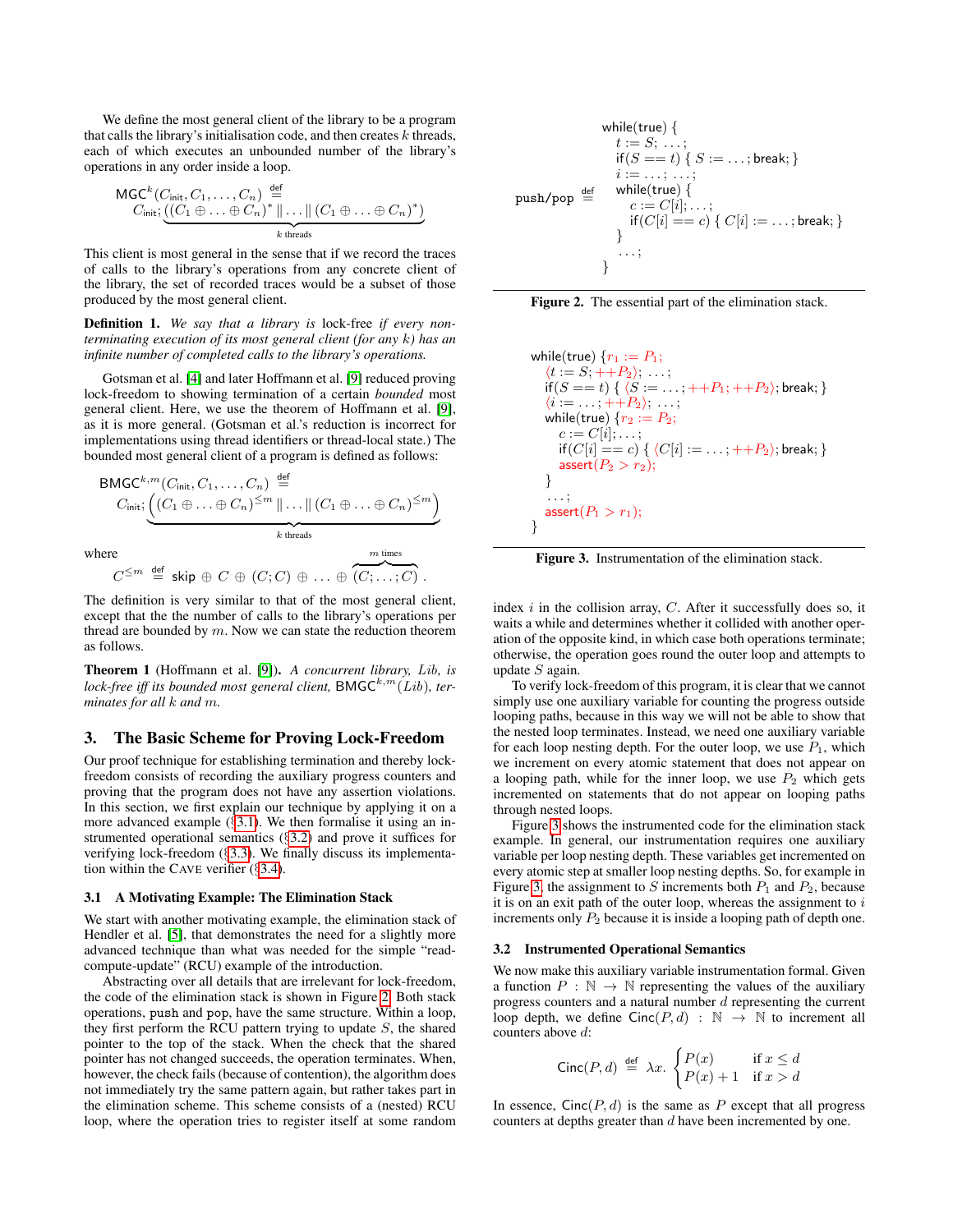We define the most general client of the library to be a program that calls the library's initialisation code, and then creates $k$ threads, each of which executes an unbounded number of the library's operations in any order inside a loop.

$$\mathsf{MGC}^k(C_{\mathsf{init}}, C_1, \ldots, C_n) \stackrel{\text{def}}{=} C_{\mathsf{init}}; \underbrace{((C_1 \oplus \ldots \oplus C_n)^* \parallel \ldots \parallel (C_1 \oplus \ldots \oplus C_n)^*)}_{k \text{ threads}}$$

This client is most general in the sense that if we record the traces of calls to the library's operations from any concrete client of the library, the set of recorded traces would be a subset of those produced by the most general client.

**Definition 1.** *We say that a library is* lock-free *if every non-terminating execution of its most general client (for any $k$) has an infinite number of completed calls to the library's operations.*

Gotsman et al. [4] and later Hoffmann et al. [9] reduced proving lock-freedom to showing termination of a certain *bounded* most general client. Here, we use the theorem of Hoffmann et al. [9], as it is more general. (Gotsman et al.'s reduction is incorrect for implementations using thread identifiers or thread-local state.) The bounded most general client of a program is defined as follows:

$$\mathsf{BMGC}^{k,m}(C_{\mathsf{init}}, C_1, \ldots, C_n) \stackrel{\text{def}}{=} C_{\mathsf{init}}; \underbrace{\left((C_1 \oplus \ldots C_n)^{\leq m} \parallel \ldots \parallel (C_1 \oplus \ldots C_n)^{\leq m}\right)}_{k \text{ threads}}$$

where

$$C^{\leq m} \stackrel{\text{def}}{=} \mathsf{skip} \oplus C \oplus (C; C) \oplus \ldots \oplus \overbrace{(C; \ldots; C)}^{m \text{ times}}.$$

The definition is very similar to that of the most general client, except that the number of calls to the library's operations per thread are bounded by $m$. Now we can state the reduction theorem as follows.

**Theorem 1** (Hoffmann et al. [9])**.** *A concurrent library, $Lib$, is lock-free iff its bounded most general client, $\mathsf{BMGC}^{k,m}(Lib)$, terminates for all $k$ and $m$.*

## 3. The Basic Scheme for Proving Lock-Freedom

Our proof technique for establishing termination and thereby lock-freedom consists of recording the auxiliary progress counters and proving that the program does not have any assertion violations. In this section, we first explain our technique by applying it on a more advanced example (§3.1). We then formalise it using an instrumented operational semantics (§3.2) and prove it suffices for verifying lock-freedom (§3.3). We finally discuss its implementation within the CAVE verifier (§3.4).

### 3.1 A Motivating Example: The Elimination Stack

We start with another motivating example, the elimination stack of Hendler et al. [5], that demonstrates the need for a slightly more advanced technique than what was needed for the simple "read-compute-update" (RCU) example of the introduction.

Abstracting over all details that are irrelevant for lock-freedom, the code of the elimination stack is shown in Figure 2. Both stack operations, push and pop, have the same structure. Within a loop, they first perform the RCU pattern trying to update $S$, the shared pointer to the top of the stack. When the check that the shared pointer has not changed succeeds, the operation terminates. When, however, the check fails (because of contention), the algorithm does not immediately try the same pattern again, but rather takes part in the elimination scheme. This scheme consists of a (nested) RCU loop, where the operation tries to register itself at some random index $i$ in the collision array, $C$. After it successfully does so, it waits a while and determines whether it collided with another operation of the opposite kind, in which case both operations terminate; otherwise, the operation goes round the outer loop and attempts to update $S$ again.

```
              while(true) {
                t := S; ...;
                if(S == t) { S := ...; break; }
                i := ...; ...;
push/pop  ≝     while(true) {
                  c := C[i]; ...;
                  if(C[i] == c) { C[i] := ...; break; }
                }
                ...;
              }
```

**Figure 2.** The essential part of the elimination stack.

```
while(true) {r1 := P1;
  ⟨t := S; ++P2⟩; ...;
  if(S == t) { ⟨S := ...; ++P1; ++P2⟩; break; }
  ⟨i := ...; ++P2⟩; ...;
  while(true) {r2 := P2;
    c := C[i]; ...;
    if(C[i] == c) { ⟨C[i] := ...; ++P2⟩; break; }
    assert(P2 > r2);
  }
  ...;
  assert(P1 > r1);
}
```

**Figure 3.** Instrumentation of the elimination stack.

To verify lock-freedom of this program, it is clear that we cannot simply use one auxiliary variable for counting the progress outside looping paths, because in this way we will not be able to show that the nested loop terminates. Instead, we need one auxiliary variable for each loop nesting depth. For the outer loop, we use $P_1$, which we increment on every atomic statement that does not appear on a looping path, while for the inner loop, we use $P_2$ which gets incremented on statements that do not appear on looping paths through nested loops.

Figure 3 shows the instrumented code for the elimination stack example. In general, our instrumentation requires one auxiliary variable per loop nesting depth. These variables get incremented on every atomic step at smaller loop nesting depths. So, for example in Figure 3, the assignment to $S$ increments both $P_1$ and $P_2$, because it is on an exit path of the outer loop, whereas the assignment to $i$ increments only $P_2$ because it is inside a looping path of depth one.

### 3.2 Instrumented Operational Semantics

We now make this auxiliary variable instrumentation formal. Given a function $P : \mathbb{N} \to \mathbb{N}$ representing the values of the auxiliary progress counters and a natural number $d$ representing the current loop depth, we define $\mathsf{Cinc}(P, d) : \mathbb{N} \to \mathbb{N}$ to increment all counters above $d$:

$$\mathsf{Cinc}(P, d) \stackrel{\text{def}}{=} \lambda x. \begin{cases} P(x) & \text{if } x \leq d \\ P(x) + 1 & \text{if } x > d \end{cases}$$

In essence, $\mathsf{Cinc}(P, d)$ is the same as $P$ except that all progress counters at depths greater than $d$ have been incremented by one.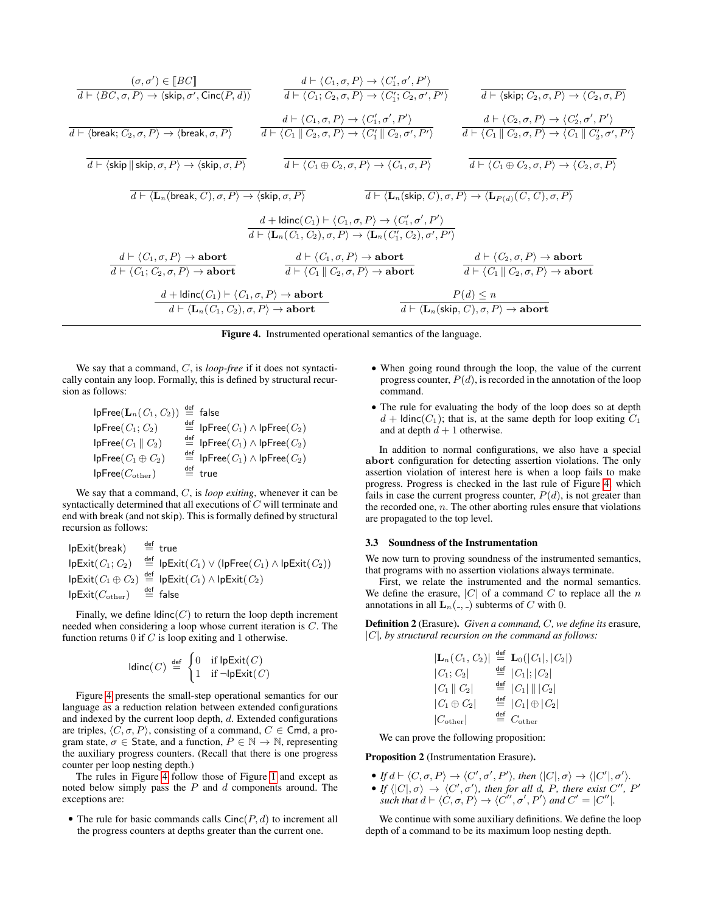$$\frac{(\sigma, \sigma') \in [\![BC]\!]}{d \vdash \langle BC, \sigma, P\rangle \to \langle \mathsf{skip}, \sigma', \mathsf{Cinc}(P, d)\rangle} \qquad \frac{d \vdash \langle C_1, \sigma, P\rangle \to \langle C_1', \sigma', P'\rangle}{d \vdash \langle C_1; C_2, \sigma, P\rangle \to \langle C_1'; C_2, \sigma', P'\rangle} \qquad \frac{}{d \vdash \langle \mathsf{skip}; C_2, \sigma, P\rangle \to \langle C_2, \sigma, P\rangle}$$

$$\frac{}{d \vdash \langle \mathsf{break}; C_2, \sigma, P\rangle \to \langle \mathsf{break}, \sigma, P\rangle} \qquad \frac{d \vdash \langle C_1, \sigma, P\rangle \to \langle C_1', \sigma', P'\rangle}{d \vdash \langle C_1 \parallel C_2, \sigma, P\rangle \to \langle C_1' \parallel C_2, \sigma', P'\rangle} \qquad \frac{d \vdash \langle C_2, \sigma, P\rangle \to \langle C_2', \sigma', P'\rangle}{d \vdash \langle C_1 \parallel C_2, \sigma, P\rangle \to \langle C_1 \parallel C_2', \sigma', P'\rangle}$$

$$\frac{}{d \vdash \langle \mathsf{skip} \parallel \mathsf{skip}, \sigma, P\rangle \to \langle \mathsf{skip}, \sigma, P\rangle} \qquad \frac{}{d \vdash \langle C_1 \oplus C_2, \sigma, P\rangle \to \langle C_1, \sigma, P\rangle} \qquad \frac{}{d \vdash \langle C_1 \oplus C_2, \sigma, P\rangle \to \langle C_2, \sigma, P\rangle}$$

$$\frac{}{d \vdash \langle \mathbf{L}_n(\mathsf{break}, C), \sigma, P\rangle \to \langle \mathsf{skip}, \sigma, P\rangle} \qquad \frac{}{d \vdash \langle \mathbf{L}_n(\mathsf{skip}, C), \sigma, P\rangle \to \langle \mathbf{L}_{P(d)}(C, C), \sigma, P\rangle}$$

$$\frac{d + \mathsf{ldinc}(C_1) \vdash \langle C_1, \sigma, P\rangle \to \langle C_1', \sigma', P'\rangle}{d \vdash \langle \mathbf{L}_n(C_1, C_2), \sigma, P\rangle \to \langle \mathbf{L}_n(C_1', C_2), \sigma', P'\rangle}$$

$$\frac{d \vdash \langle C_1, \sigma, P\rangle \to \mathbf{abort}}{d \vdash \langle C_1; C_2, \sigma, P\rangle \to \mathbf{abort}} \qquad \frac{d \vdash \langle C_1, \sigma, P\rangle \to \mathbf{abort}}{d \vdash \langle C_1 \parallel C_2, \sigma, P\rangle \to \mathbf{abort}} \qquad \frac{d \vdash \langle C_2, \sigma, P\rangle \to \mathbf{abort}}{d \vdash \langle C_1 \parallel C_2, \sigma, P\rangle \to \mathbf{abort}}$$

$$\frac{d + \mathsf{ldinc}(C_1) \vdash \langle C_1, \sigma, P\rangle \to \mathbf{abort}}{d \vdash \langle \mathbf{L}_n(C_1, C_2), \sigma, P\rangle \to \mathbf{abort}} \qquad \frac{P(d) \leq n}{d \vdash \langle \mathbf{L}_n(\mathsf{skip}, C), \sigma, P\rangle \to \mathbf{abort}}$$

**Figure 4.** Instrumented operational semantics of the language.

We say that a command, $C$, is *loop-free* if it does not syntactically contain any loop. Formally, this is defined by structural recursion as follows:

$$\begin{array}{lcl} \mathsf{lpFree}(\mathbf{L}_n(C_1, C_2)) & \overset{\text{def}}{=} & \mathsf{false} \\ \mathsf{lpFree}(C_1; C_2) & \overset{\text{def}}{=} & \mathsf{lpFree}(C_1) \wedge \mathsf{lpFree}(C_2) \\ \mathsf{lpFree}(C_1 \parallel C_2) & \overset{\text{def}}{=} & \mathsf{lpFree}(C_1) \wedge \mathsf{lpFree}(C_2) \\ \mathsf{lpFree}(C_1 \oplus C_2) & \overset{\text{def}}{=} & \mathsf{lpFree}(C_1) \wedge \mathsf{lpFree}(C_2) \\ \mathsf{lpFree}(C_{\text{other}}) & \overset{\text{def}}{=} & \mathsf{true} \end{array}$$

We say that a command, $C$, is *loop exiting*, whenever it can be syntactically determined that all executions of $C$ will terminate and end with break (and not skip). This is formally defined by structural recursion as follows:

$$\begin{array}{lcl} \mathsf{lpExit}(\mathsf{break}) & \overset{\text{def}}{=} & \mathsf{true} \\ \mathsf{lpExit}(C_1; C_2) & \overset{\text{def}}{=} & \mathsf{lpExit}(C_1) \vee (\mathsf{lpFree}(C_1) \wedge \mathsf{lpExit}(C_2)) \\ \mathsf{lpExit}(C_1 \oplus C_2) & \overset{\text{def}}{=} & \mathsf{lpExit}(C_1) \wedge \mathsf{lpExit}(C_2) \\ \mathsf{lpExit}(C_{\text{other}}) & \overset{\text{def}}{=} & \mathsf{false} \end{array}$$

Finally, we define $\mathsf{ldinc}(C)$ to return the loop depth increment needed when considering a loop whose current iteration is $C$. The function returns 0 if $C$ is loop exiting and 1 otherwise.

$$\mathsf{ldinc}(C) \overset{\text{def}}{=} \begin{cases} 0 & \text{if } \mathsf{lpExit}(C) \\ 1 & \text{if } \neg\mathsf{lpExit}(C) \end{cases}$$

Figure 4 presents the small-step operational semantics for our language as a reduction relation between extended configurations and indexed by the current loop depth, $d$. Extended configurations are triples, $\langle C, \sigma, P\rangle$, consisting of a command, $C \in \mathsf{Cmd}$, a program state, $\sigma \in \mathsf{State}$, and a function, $P \in \mathbb{N} \to \mathbb{N}$, representing the auxiliary progress counters. (Recall that there is one progress counter per loop nesting depth.)

The rules in Figure 4 follow those of Figure 1 and except as noted below simply pass the $P$ and $d$ components around. The exceptions are:

- The rule for basic commands calls $\mathsf{Cinc}(P, d)$ to increment all the progress counters at depths greater than the current one.
- When going round through the loop, the value of the current progress counter, $P(d)$, is recorded in the annotation of the loop command.
- The rule for evaluating the body of the loop does so at depth $d + \mathsf{ldinc}(C_1)$; that is, at the same depth for loop exiting $C_1$ and at depth $d + 1$ otherwise.

In addition to normal configurations, we also have a special **abort** configuration for detecting assertion violations. The only assertion violation of interest here is when a loop fails to make progress. Progress is checked in the last rule of Figure 4, which fails in case the current progress counter, $P(d)$, is not greater than the recorded one, $n$. The other aborting rules ensure that violations are propagated to the top level.

### 3.3 Soundness of the Instrumentation

We now turn to proving soundness of the instrumented semantics, that programs with no assertion violations always terminate.

First, we relate the instrumented and the normal semantics. We define the erasure, $|C|$ of a command $C$ to replace all the $n$ annotations in all $\mathbf{L}_n(\_, \_)$ subterms of $C$ with 0.

**Definition 2** (Erasure). *Given a command, $C$, we define its* erasure*, $|C|$, by structural recursion on the command as follows:*

$$\begin{array}{lcl} |\mathbf{L}_n(C_1, C_2)| & \overset{\text{def}}{=} & \mathbf{L}_0(|C_1|, |C_2|) \\ |C_1; C_2| & \overset{\text{def}}{=} & |C_1|; |C_2| \\ |C_1 \parallel C_2| & \overset{\text{def}}{=} & |C_1| \parallel |C_2| \\ |C_1 \oplus C_2| & \overset{\text{def}}{=} & |C_1| \oplus |C_2| \\ |C_{\text{other}}| & \overset{\text{def}}{=} & C_{\text{other}} \end{array}$$

We can prove the following proposition:

**Proposition 2** (Instrumentation Erasure)**.**

- *If $d \vdash \langle C, \sigma, P\rangle \to \langle C', \sigma', P'\rangle$, then $\langle |C|, \sigma\rangle \to \langle |C'|, \sigma'\rangle$.*
- *If $\langle |C|, \sigma\rangle \to \langle C', \sigma'\rangle$, then for all $d$, $P$, there exist $C''$, $P'$ such that $d \vdash \langle C, \sigma, P\rangle \to \langle C'', \sigma', P'\rangle$ and $C' = |C''|$.*

We continue with some auxiliary definitions. We define the loop depth of a command to be its maximum loop nesting depth.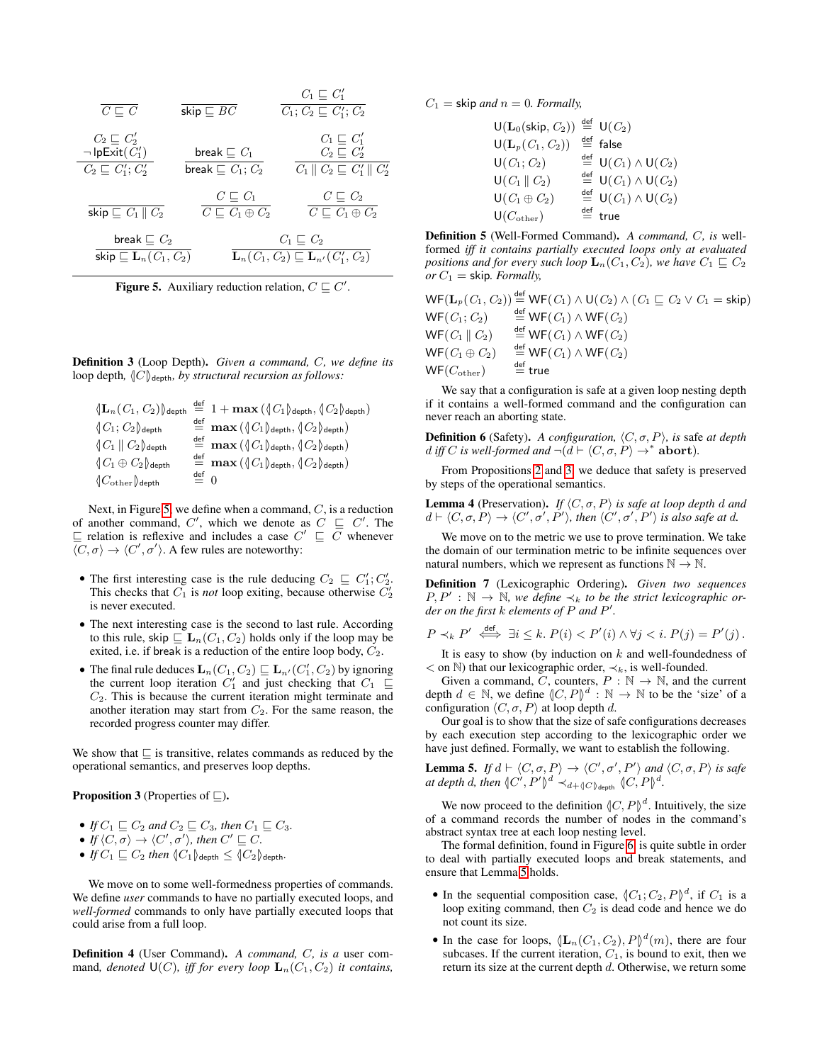$$\frac{}{C \sqsubseteq C} \qquad \frac{}{\mathsf{skip} \sqsubseteq BC} \qquad \frac{C_1 \sqsubseteq C_1'}{C_1; C_2 \sqsubseteq C_1'; C_2}$$

$$\frac{C_2 \sqsubseteq C_2' \quad \neg\, \mathsf{lpExit}(C_1')}{C_2 \sqsubseteq C_1'; C_2'} \qquad \frac{\mathsf{break} \sqsubseteq C_1}{\mathsf{break} \sqsubseteq C_1; C_2} \qquad \frac{C_1 \sqsubseteq C_1' \quad C_2 \sqsubseteq C_2'}{C_1 \parallel C_2 \sqsubseteq C_1' \parallel C_2'}$$

$$\frac{}{\mathsf{skip} \sqsubseteq C_1 \parallel C_2} \qquad \frac{C \sqsubseteq C_1}{C \sqsubseteq C_1 \oplus C_2} \qquad \frac{C \sqsubseteq C_2}{C \sqsubseteq C_1 \oplus C_2}$$

$$\frac{\mathsf{break} \sqsubseteq C_2}{\mathsf{skip} \sqsubseteq \mathbf{L}_n(C_1, C_2)} \qquad \frac{C_1 \sqsubseteq C_2}{\mathbf{L}_n(C_1, C_2) \sqsubseteq \mathbf{L}_{n'}(C_1', C_2)}$$

**Figure 5.** Auxiliary reduction relation, $C \sqsubseteq C'$.

**Definition 3** (Loop Depth). *Given a command, $C$, we define its* loop depth*, $\langle\!| C |\!\rangle_{\mathsf{depth}}$, by structural recursion as follows:*

$$
\begin{aligned}
\langle\!| \mathbf{L}_n(C_1, C_2) |\!\rangle_{\mathsf{depth}} &\stackrel{\text{def}}{=} 1 + \mathbf{max}\left(\langle\!| C_1 |\!\rangle_{\mathsf{depth}}, \langle\!| C_2 |\!\rangle_{\mathsf{depth}}\right) \\
\langle\!| C_1; C_2 |\!\rangle_{\mathsf{depth}} &\stackrel{\text{def}}{=} \mathbf{max}\left(\langle\!| C_1 |\!\rangle_{\mathsf{depth}}, \langle\!| C_2 |\!\rangle_{\mathsf{depth}}\right) \\
\langle\!| C_1 \parallel C_2 |\!\rangle_{\mathsf{depth}} &\stackrel{\text{def}}{=} \mathbf{max}\left(\langle\!| C_1 |\!\rangle_{\mathsf{depth}}, \langle\!| C_2 |\!\rangle_{\mathsf{depth}}\right) \\
\langle\!| C_1 \oplus C_2 |\!\rangle_{\mathsf{depth}} &\stackrel{\text{def}}{=} \mathbf{max}\left(\langle\!| C_1 |\!\rangle_{\mathsf{depth}}, \langle\!| C_2 |\!\rangle_{\mathsf{depth}}\right) \\
\langle\!| C_{\text{other}} |\!\rangle_{\mathsf{depth}} &\stackrel{\text{def}}{=} 0
\end{aligned}
$$

Next, in Figure 5, we define when a command, $C$, is a reduction of another command, $C'$, which we denote as $C \sqsubseteq C'$. The $\sqsubseteq$ relation is reflexive and includes a case $C' \sqsubseteq C$ whenever $\langle C, \sigma\rangle \to \langle C', \sigma'\rangle$. A few rules are noteworthy:

- The first interesting case is the rule deducing $C_2 \sqsubseteq C_1'; C_2'$. This checks that $C_1$ is *not* loop exiting, because otherwise $C_2'$ is never executed.
- The next interesting case is the second to last rule. According to this rule, $\mathsf{skip} \sqsubseteq \mathbf{L}_n(C_1, C_2)$ holds only if the loop may be exited, i.e. if $\mathsf{break}$ is a reduction of the entire loop body, $C_2$.
- The final rule deduces $\mathbf{L}_n(C_1, C_2) \sqsubseteq \mathbf{L}_{n'}(C_1', C_2)$ by ignoring the current loop iteration $C_1'$ and just checking that $C_1 \sqsubseteq C_2$. This is because the current iteration might terminate and another iteration may start from $C_2$. For the same reason, the recorded progress counter may differ.

We show that $\sqsubseteq$ is transitive, relates commands as reduced by the operational semantics, and preserves loop depths.

**Proposition 3** (Properties of $\sqsubseteq$).

- *If $C_1 \sqsubseteq C_2$ and $C_2 \sqsubseteq C_3$, then $C_1 \sqsubseteq C_3$.*
- *If $\langle C, \sigma\rangle \to \langle C', \sigma'\rangle$, then $C' \sqsubseteq C$.*
- *If $C_1 \sqsubseteq C_2$ then $\langle\!| C_1 |\!\rangle_{\mathsf{depth}} \leq \langle\!| C_2 |\!\rangle_{\mathsf{depth}}$.*

We move on to some well-formedness properties of commands. We define *user* commands to have no partially executed loops, and *well-formed* commands to only have partially executed loops that could arise from a full loop.

**Definition 4** (User Command). *A command, $C$, is a* user command*, denoted $\mathsf{U}(C)$, iff for every loop $\mathbf{L}_n(C_1, C_2)$ it contains, $C_1 = \mathsf{skip}$ and $n = 0$. Formally,*

$$
\begin{aligned}
\mathsf{U}(\mathbf{L}_0(\mathsf{skip}, C_2)) &\stackrel{\text{def}}{=} \mathsf{U}(C_2) \\
\mathsf{U}(\mathbf{L}_p(C_1, C_2)) &\stackrel{\text{def}}{=} \mathsf{false} \\
\mathsf{U}(C_1; C_2) &\stackrel{\text{def}}{=} \mathsf{U}(C_1) \wedge \mathsf{U}(C_2) \\
\mathsf{U}(C_1 \parallel C_2) &\stackrel{\text{def}}{=} \mathsf{U}(C_1) \wedge \mathsf{U}(C_2) \\
\mathsf{U}(C_1 \oplus C_2) &\stackrel{\text{def}}{=} \mathsf{U}(C_1) \wedge \mathsf{U}(C_2) \\
\mathsf{U}(C_{\text{other}}) &\stackrel{\text{def}}{=} \mathsf{true}
\end{aligned}
$$

**Definition 5** (Well-Formed Command). *A command, $C$, is* well-formed *iff it contains partially executed loops only at evaluated positions and for every such loop $\mathbf{L}_n(C_1, C_2)$, we have $C_1 \sqsubseteq C_2$ or $C_1 = \mathsf{skip}$. Formally,*

$$
\begin{aligned}
\mathsf{WF}(\mathbf{L}_p(C_1, C_2)) &\stackrel{\text{def}}{=} \mathsf{WF}(C_1) \wedge \mathsf{U}(C_2) \wedge (C_1 \sqsubseteq C_2 \vee C_1 = \mathsf{skip}) \\
\mathsf{WF}(C_1; C_2) &\stackrel{\text{def}}{=} \mathsf{WF}(C_1) \wedge \mathsf{WF}(C_2) \\
\mathsf{WF}(C_1 \parallel C_2) &\stackrel{\text{def}}{=} \mathsf{WF}(C_1) \wedge \mathsf{WF}(C_2) \\
\mathsf{WF}(C_1 \oplus C_2) &\stackrel{\text{def}}{=} \mathsf{WF}(C_1) \wedge \mathsf{WF}(C_2) \\
\mathsf{WF}(C_{\text{other}}) &\stackrel{\text{def}}{=} \mathsf{true}
\end{aligned}
$$

We say that a configuration is safe at a given loop nesting depth if it contains a well-formed command and the configuration can never reach an aborting state.

**Definition 6** (Safety). *A configuration, $\langle C, \sigma, P\rangle$, is* safe *at depth $d$ iff $C$ is well-formed and $\neg(d \vdash \langle C, \sigma, P\rangle \to^* \mathbf{abort})$.*

From Propositions 2 and 3, we deduce that safety is preserved by steps of the operational semantics.

**Lemma 4** (Preservation). *If $\langle C, \sigma, P\rangle$ is safe at loop depth $d$ and $d \vdash \langle C, \sigma, P\rangle \to \langle C', \sigma', P'\rangle$, then $\langle C', \sigma', P'\rangle$ is also safe at $d$.*

We move on to the metric we use to prove termination. We take the domain of our termination metric to be infinite sequences over natural numbers, which we represent as functions $\mathbb{N} \to \mathbb{N}$.

**Definition 7** (Lexicographic Ordering). *Given two sequences $P, P' : \mathbb{N} \to \mathbb{N}$, we define $\prec_k$ to be the strict lexicographic order on the first $k$ elements of $P$ and $P'$.*

$$P \prec_k P' \stackrel{\text{def}}{\iff} \exists i \leq k.\ P(i) < P'(i) \wedge \forall j < i.\ P(j) = P'(j)\,.$$

It is easy to show (by induction on $k$ and well-foundedness of $<$ on $\mathbb{N}$) that our lexicographic order, $\prec_k$, is well-founded.

Given a command, $C$, counters, $P : \mathbb{N} \to \mathbb{N}$, and the current depth $d \in \mathbb{N}$, we define $\langle\!| C, P |\!\rangle^d : \mathbb{N} \to \mathbb{N}$ to be the 'size' of a configuration $\langle C, \sigma, P\rangle$ at loop depth $d$.

Our goal is to show that the size of safe configurations decreases by each execution step according to the lexicographic order we have just defined. Formally, we want to establish the following.

**Lemma 5.** *If $d \vdash \langle C, \sigma, P\rangle \to \langle C', \sigma', P'\rangle$ and $\langle C, \sigma, P\rangle$ is safe at depth $d$, then $\langle\!| C', P' |\!\rangle^d \prec_{d + \langle\!| C |\!\rangle_{\mathsf{depth}}} \langle\!| C, P |\!\rangle^d$.*

We now proceed to the definition $\langle\!| C, P |\!\rangle^d$. Intuitively, the size of a command records the number of nodes in the command's abstract syntax tree at each loop nesting level.

The formal definition, found in Figure 6, is quite subtle in order to deal with partially executed loops and break statements, and ensure that Lemma 5 holds.

- In the sequential composition case, $\langle\!| C_1; C_2, P |\!\rangle^d$, if $C_1$ is a loop exiting command, then $C_2$ is dead code and hence we do not count its size.
- In the case for loops, $\langle\!| \mathbf{L}_n(C_1, C_2), P |\!\rangle^d(m)$, there are four subcases. If the current iteration, $C_1$, is bound to exit, then we return its size at the current depth $d$. Otherwise, we return some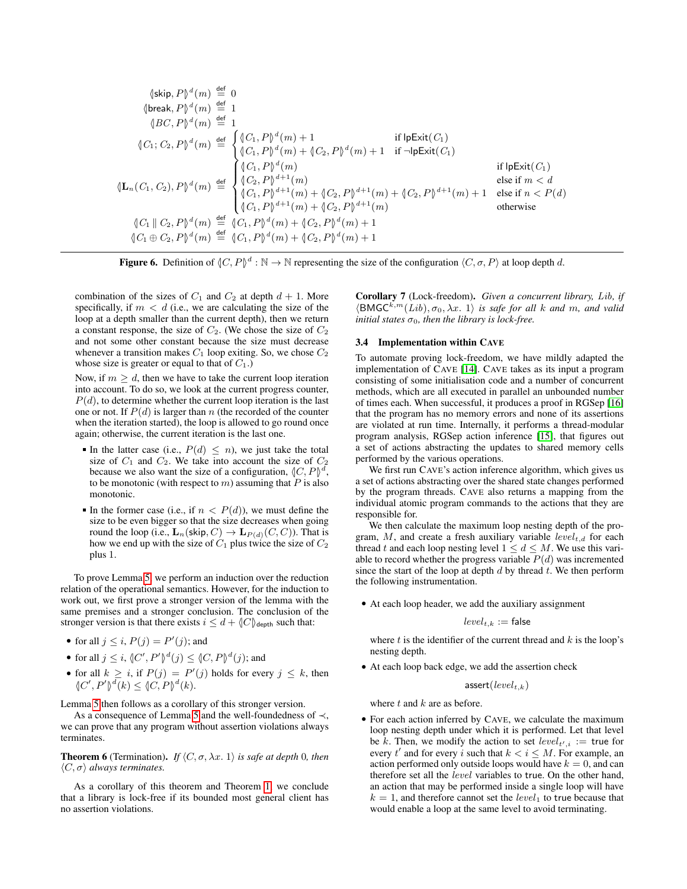$$
\begin{aligned}
\langle\!|\mathsf{skip}, P|\!\rangle^d(m) &\stackrel{\text{def}}{=} 0\\
\langle\!|\mathsf{break}, P|\!\rangle^d(m) &\stackrel{\text{def}}{=} 1\\
\langle\!|BC, P|\!\rangle^d(m) &\stackrel{\text{def}}{=} 1\\
\langle\!|C_1; C_2, P|\!\rangle^d(m) &\stackrel{\text{def}}{=} \begin{cases} \langle\!|C_1, P|\!\rangle^d(m) + 1 & \text{if } \mathsf{lpExit}(C_1)\\ \langle\!|C_1, P|\!\rangle^d(m) + \langle\!|C_2, P|\!\rangle^d(m) + 1 & \text{if } \neg\mathsf{lpExit}(C_1)\end{cases}\\
\langle\!|\mathbf{L}_n(C_1, C_2), P|\!\rangle^d(m) &\stackrel{\text{def}}{=} \begin{cases} \langle\!|C_1, P|\!\rangle^d(m) & \text{if } \mathsf{lpExit}(C_1)\\ \langle\!|C_2, P|\!\rangle^{d+1}(m) & \text{else if } m < d\\ \langle\!|C_1, P|\!\rangle^{d+1}(m) + \langle\!|C_2, P|\!\rangle^{d+1}(m) + \langle\!|C_2, P|\!\rangle^{d+1}(m) + 1 & \text{else if } n < P(d)\\ \langle\!|C_1, P|\!\rangle^{d+1}(m) + \langle\!|C_2, P|\!\rangle^{d+1}(m) & \text{otherwise}\end{cases}\\
\langle\!|C_1 \parallel C_2, P|\!\rangle^d(m) &\stackrel{\text{def}}{=} \langle\!|C_1, P|\!\rangle^d(m) + \langle\!|C_2, P|\!\rangle^d(m) + 1\\
\langle\!|C_1 \oplus C_2, P|\!\rangle^d(m) &\stackrel{\text{def}}{=} \langle\!|C_1, P|\!\rangle^d(m) + \langle\!|C_2, P|\!\rangle^d(m) + 1
\end{aligned}
$$

**Figure 6.** Definition of $\langle\!|C, P|\!\rangle^d : \mathbb{N} \to \mathbb{N}$ representing the size of the configuration $\langle C, \sigma, P\rangle$ at loop depth $d$.

combination of the sizes of $C_1$ and $C_2$ at depth $d+1$. More specifically, if $m < d$ (i.e., we are calculating the size of the loop at a depth smaller than the current depth), then we return a constant response, the size of $C_2$. (We chose the size of $C_2$ and not some other constant because the size must decrease whenever a transition makes $C_1$ loop exiting. So, we chose $C_2$ whose size is greater or equal to that of $C_1$.)

Now, if $m \geq d$, then we have to take the current loop iteration into account. To do so, we look at the current progress counter, $P(d)$, to determine whether the current loop iteration is the last one or not. If $P(d)$ is larger than $n$ (the recorded of the counter when the iteration started), the loop is allowed to go round once again; otherwise, the current iteration is the last one.

- In the latter case (i.e., $P(d) \leq n$), we just take the total size of $C_1$ and $C_2$. We take into account the size of $C_2$ because we also want the size of a configuration, $\langle\!|C, P|\!\rangle^d$, to be monotonic (with respect to $m$) assuming that $P$ is also monotonic.
- In the former case (i.e., if $n < P(d)$), we must define the size to be even bigger so that the size decreases when going round the loop (i.e., $\mathbf{L}_n(\mathsf{skip}, C) \to \mathbf{L}_{P(d)}(C, C)$). That is how we end up with the size of $C_1$ plus twice the size of $C_2$ plus 1.

To prove Lemma 5, we perform an induction over the reduction relation of the operational semantics. However, for the induction to work out, we first prove a stronger version of the lemma with the same premises and a stronger conclusion. The conclusion of the stronger version is that there exists $i \leq d + \langle\!|C|\!\rangle_{\mathsf{depth}}$ such that:

- for all $j \leq i$, $P(j) = P'(j)$; and
- for all $j \leq i$, $\langle\!|C', P'|\!\rangle^d(j) \leq \langle\!|C, P|\!\rangle^d(j)$; and
- for all $k \geq i$, if $P(j) = P'(j)$ holds for every $j \leq k$, then $\langle\!|C', P'|\!\rangle^d(k) \leq \langle\!|C, P|\!\rangle^d(k)$.

Lemma 5 then follows as a corollary of this stronger version.

As a consequence of Lemma 5 and the well-foundedness of $\prec$, we can prove that any program without assertion violations always terminates.

**Theorem 6** (Termination). *If $\langle C, \sigma, \lambda x.\ 1\rangle$ is safe at depth 0, then $\langle C, \sigma\rangle$ always terminates.*

As a corollary of this theorem and Theorem 1, we conclude that a library is lock-free if its bounded most general client has no assertion violations.

**Corollary 7** (Lock-freedom). *Given a concurrent library, Lib, if $\langle \mathsf{BMGC}^{k,m}(Lib), \sigma_0, \lambda x.\ 1\rangle$ is safe for all $k$ and $m$, and valid initial states $\sigma_0$, then the library is lock-free.*

### 3.4 Implementation within CAVE

To automate proving lock-freedom, we have mildly adapted the implementation of CAVE [14]. CAVE takes as its input a program consisting of some initialisation code and a number of concurrent methods, which are all executed in parallel an unbounded number of times each. When successful, it produces a proof in RGSep [16] that the program has no memory errors and none of its assertions are violated at run time. Internally, it performs a thread-modular program analysis, RGSep action inference [15], that figures out a set of actions abstracting the updates to shared memory cells performed by the various operations.

We first run CAVE's action inference algorithm, which gives us a set of actions abstracting over the shared state changes performed by the program threads. CAVE also returns a mapping from the individual atomic program commands to the actions that they are responsible for.

We then calculate the maximum loop nesting depth of the program, $M$, and create a fresh auxiliary variable $level_{t,d}$ for each thread $t$ and each loop nesting level $1 \leq d \leq M$. We use this variable to record whether the progress variable $P(d)$ was incremented since the start of the loop at depth $d$ by thread $t$. We then perform the following instrumentation.

- At each loop header, we add the auxiliary assignment

  $$level_{t,k} := \mathsf{false}$$

  where $t$ is the identifier of the current thread and $k$ is the loop's nesting depth.

- At each loop back edge, we add the assertion check

  $$\mathsf{assert}(level_{t,k})$$

  where $t$ and $k$ are as before.

- For each action inferred by CAVE, we calculate the maximum loop nesting depth under which it is performed. Let that level be $k$. Then, we modify the action to set $level_{t',i} :=$ true for every $t'$ and for every $i$ such that $k < i \leq M$. For example, an action performed only outside loops would have $k = 0$, and can therefore set all the $level$ variables to true. On the other hand, an action that may be performed inside a single loop will have $k = 1$, and therefore cannot set the $level_1$ to true because that would enable a loop at the same level to avoid terminating.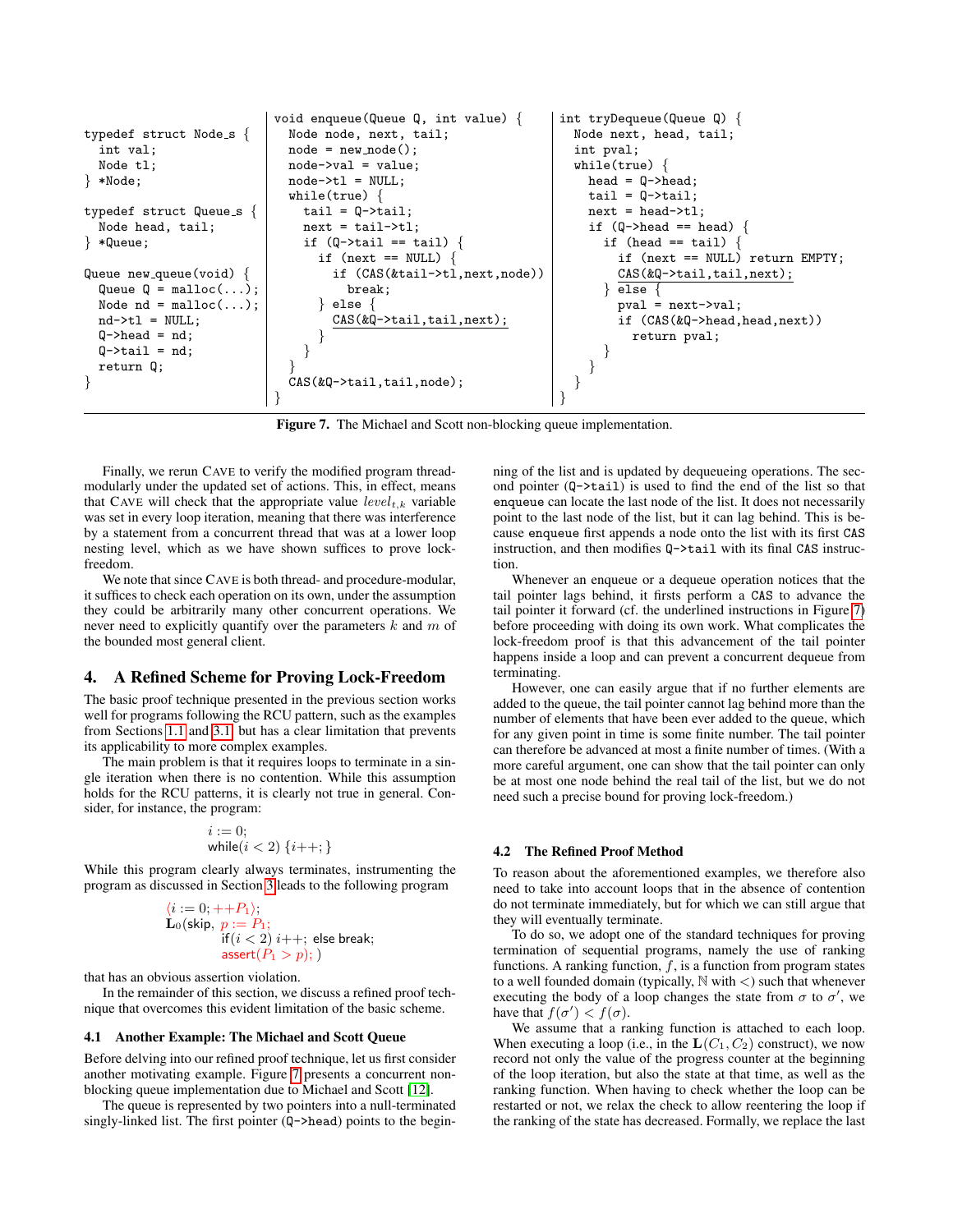```
typedef struct Node_s {
  int val;
  Node tl;
} *Node;

typedef struct Queue_s {
  Node head, tail;
} *Queue;

Queue new_queue(void) {
  Queue Q = malloc(...);
  Node nd = malloc(...);
  nd->tl = NULL;
  Q->head = nd;
  Q->tail = nd;
  return Q;
}
```

```
void enqueue(Queue Q, int value) {
  Node node, next, tail;
  node = new_node();
  node->val = value;
  node->tl = NULL;
  while(true) {
    tail = Q->tail;
    next = tail->tl;
    if (Q->tail == tail) {
      if (next == NULL) {
        if (CAS(&tail->tl,next,node))
          break;
      } else {
        CAS(&Q->tail,tail,next);
      }
    }
  }
  CAS(&Q->tail,tail,node);
}
```

```
int tryDequeue(Queue Q) {
  Node next, head, tail;
  int pval;
  while(true) {
    head = Q->head;
    tail = Q->tail;
    next = head->tl;
    if (Q->head == head) {
      if (head == tail) {
        if (next == NULL) return EMPTY;
        CAS(&Q->tail,tail,next);
      } else {
        pval = next->val;
        if (CAS(&Q->head,head,next))
          return pval;
      }
    }
  }
}
```

**Figure 7.** The Michael and Scott non-blocking queue implementation.

Finally, we rerun CAVE to verify the modified program thread-modularly under the updated set of actions. This, in effect, means that CAVE will check that the appropriate value $level_{t,k}$ variable was set in every loop iteration, meaning that there was interference by a statement from a concurrent thread that was at a lower loop nesting level, which as we have shown suffices to prove lock-freedom.

We note that since CAVE is both thread- and procedure-modular, it suffices to check each operation on its own, under the assumption they could be arbitrarily many other concurrent operations. We never need to explicitly quantify over the parameters $k$ and $m$ of the bounded most general client.

## 4. A Refined Scheme for Proving Lock-Freedom

The basic proof technique presented in the previous section works well for programs following the RCU pattern, such as the examples from Sections 1.1 and 3.1, but has a clear limitation that prevents its applicability to more complex examples.

The main problem is that it requires loops to terminate in a single iteration when there is no contention. While this assumption holds for the RCU patterns, it is clearly not true in general. Consider, for instance, the program:

$$i := 0;$$
$$\text{while}(i < 2)\ \{i{+}{+};\}$$

While this program clearly always terminates, instrumenting the program as discussed in Section 3 leads to the following program

$$\langle i := 0; {+}{+}P_1 \rangle;$$
$$\mathbf{L}_0(\text{skip},\ p := P_1;\ \text{if}(i < 2)\ i{+}{+};\ \text{else break};\ \text{assert}(P_1 > p);\ )$$

that has an obvious assertion violation.

In the remainder of this section, we discuss a refined proof technique that overcomes this evident limitation of the basic scheme.

### 4.1 Another Example: The Michael and Scott Queue

Before delving into our refined proof technique, let us first consider another motivating example. Figure 7 presents a concurrent non-blocking queue implementation due to Michael and Scott [12].

The queue is represented by two pointers into a null-terminated singly-linked list. The first pointer (`Q->head`) points to the beginning of the list and is updated by dequeueing operations. The second pointer (`Q->tail`) is used to find the end of the list so that `enqueue` can locate the last node of the list. It does not necessarily point to the last node of the list, but it can lag behind. This is because `enqueue` first appends a node onto the list with its first `CAS` instruction, and then modifies `Q->tail` with its final `CAS` instruction.

Whenever an enqueue or a dequeue operation notices that the tail pointer lags behind, it firsts perform a `CAS` to advance the tail pointer it forward (cf. the underlined instructions in Figure 7) before proceeding with doing its own work. What complicates the lock-freedom proof is that this advancement of the tail pointer happens inside a loop and can prevent a concurrent dequeue from terminating.

However, one can easily argue that if no further elements are added to the queue, the tail pointer cannot lag behind more than the number of elements that have been ever added to the queue, which for any given point in time is some finite number. The tail pointer can therefore be advanced at most a finite number of times. (With a more careful argument, one can show that the tail pointer can only be at most one node behind the real tail of the list, but we do not need such a precise bound for proving lock-freedom.)

### 4.2 The Refined Proof Method

To reason about the aforementioned examples, we therefore also need to take into account loops that in the absence of contention do not terminate immediately, but for which we can still argue that they will eventually terminate.

To do so, we adopt one of the standard techniques for proving termination of sequential programs, namely the use of ranking functions. A ranking function, $f$, is a function from program states to a well founded domain (typically, $\mathbb{N}$ with $<$) such that whenever executing the body of a loop changes the state from $\sigma$ to $\sigma'$, we have that $f(\sigma') < f(\sigma)$.

We assume that a ranking function is attached to each loop. When executing a loop (i.e., in the $\mathbf{L}(C_1, C_2)$ construct), we now record not only the value of the progress counter at the beginning of the loop iteration, but also the state at that time, as well as the ranking function. When having to check whether the loop can be restarted or not, we relax the check to allow reentering the loop if the ranking of the state has decreased. Formally, we replace the last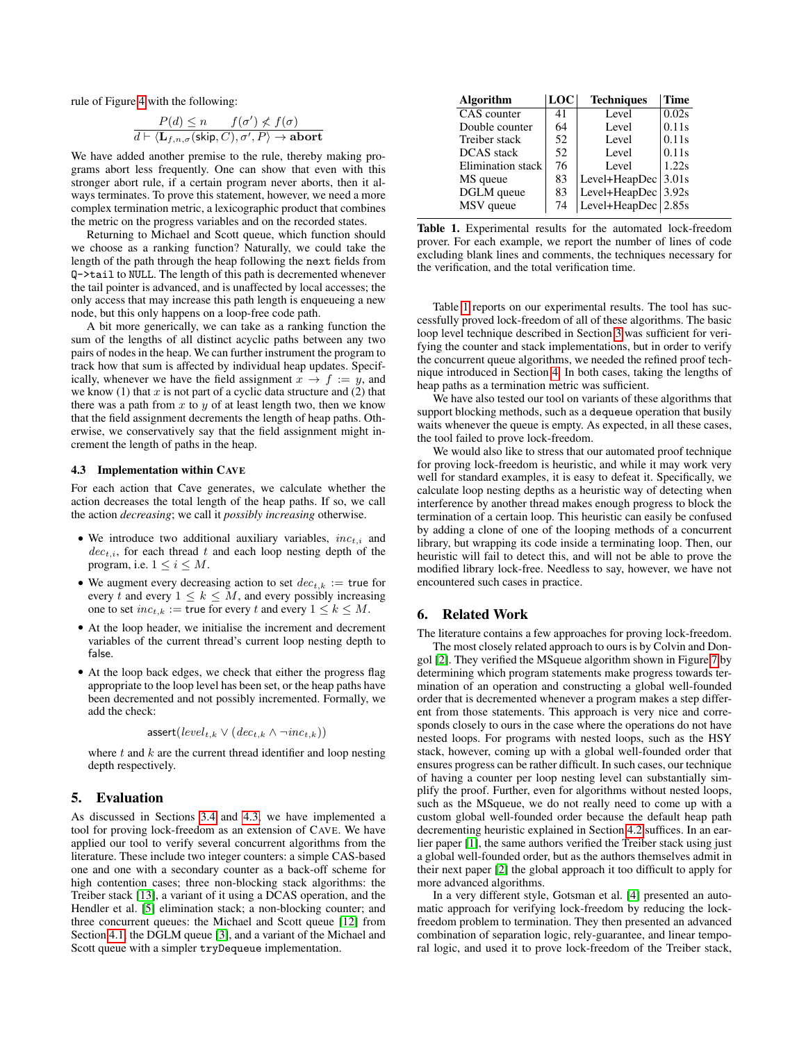rule of Figure 4 with the following:

$$\frac{P(d) \leq n \qquad f(\sigma') \not< f(\sigma)}{d \vdash \langle \mathbf{L}_{f,n,\sigma}(\mathsf{skip}, C), \sigma', P\rangle \rightarrow \mathbf{abort}}$$

We have added another premise to the rule, thereby making programs abort less frequently. One can show that even with this stronger abort rule, if a certain program never aborts, then it always terminates. To prove this statement, however, we need a more complex termination metric, a lexicographic product that combines the metric on the progress variables and on the recorded states.

Returning to Michael and Scott queue, which function should we choose as a ranking function? Naturally, we could take the length of the path through the heap following the `next` fields from `Q->tail` to `NULL`. The length of this path is decremented whenever the tail pointer is advanced, and is unaffected by local accesses; the only access that may increase this path length is enqueueing a new node, but this only happens on a loop-free code path.

A bit more generically, we can take as a ranking function the sum of the lengths of all distinct acyclic paths between any two pairs of nodes in the heap. We can further instrument the program to track how that sum is affected by individual heap updates. Specifically, whenever we have the field assignment $x \rightarrow f := y$, and we know (1) that $x$ is not part of a cyclic data structure and (2) that there was a path from $x$ to $y$ of at least length two, then we know that the field assignment decrements the length of heap paths. Otherwise, we conservatively say that the field assignment might increment the length of paths in the heap.

### 4.3 Implementation within CAVE

For each action that Cave generates, we calculate whether the action decreases the total length of the heap paths. If so, we call the action *decreasing*; we call it *possibly increasing* otherwise.

- We introduce two additional auxiliary variables, $inc_{t,i}$ and $dec_{t,i}$, for each thread $t$ and each loop nesting depth of the program, i.e. $1 \leq i \leq M$.
- We augment every decreasing action to set $dec_{t,k} := \mathsf{true}$ for every $t$ and every $1 \leq k \leq M$, and every possibly increasing one to set $inc_{t,k} := \mathsf{true}$ for every $t$ and every $1 \leq k \leq M$.
- At the loop header, we initialise the increment and decrement variables of the current thread's current loop nesting depth to false.
- At the loop back edges, we check that either the progress flag appropriate to the loop level has been set, or the heap paths have been decremented and not possibly incremented. Formally, we add the check:

  $$\mathsf{assert}(level_{t,k} \vee (dec_{t,k} \wedge \neg inc_{t,k}))$$

  where $t$ and $k$ are the current thread identifier and loop nesting depth respectively.

## 5. Evaluation

As discussed in Sections 3.4 and 4.3, we have implemented a tool for proving lock-freedom as an extension of CAVE. We have applied our tool to verify several concurrent algorithms from the literature. These include two integer counters: a simple CAS-based one and one with a secondary counter as a back-off scheme for high contention cases; three non-blocking stack algorithms: the Treiber stack [13], a variant of it using a DCAS operation, and the Hendler et al. [5] elimination stack; a non-blocking counter; and three concurrent queues: the Michael and Scott queue [12] from Section 4.1, the DGLM queue [3], and a variant of the Michael and Scott queue with a simpler `tryDequeue` implementation.

| Algorithm | LOC | Techniques | Time |
|---|---|---|---|
| CAS counter | 41 | Level | 0.02s |
| Double counter | 64 | Level | 0.11s |
| Treiber stack | 52 | Level | 0.11s |
| DCAS stack | 52 | Level | 0.11s |
| Elimination stack | 76 | Level | 1.22s |
| MS queue | 83 | Level+HeapDec | 3.01s |
| DGLM queue | 83 | Level+HeapDec | 3.92s |
| MSV queue | 74 | Level+HeapDec | 2.85s |

**Table 1.** Experimental results for the automated lock-freedom prover. For each example, we report the number of lines of code excluding blank lines and comments, the techniques necessary for the verification, and the total verification time.

Table 1 reports on our experimental results. The tool has successfully proved lock-freedom of all of these algorithms. The basic loop level technique described in Section 3 was sufficient for verifying the counter and stack implementations, but in order to verify the concurrent queue algorithms, we needed the refined proof technique introduced in Section 4. In both cases, taking the lengths of heap paths as a termination metric was sufficient.

We have also tested our tool on variants of these algorithms that support blocking methods, such as a `dequeue` operation that busily waits whenever the queue is empty. As expected, in all these cases, the tool failed to prove lock-freedom.

We would also like to stress that our automated proof technique for proving lock-freedom is heuristic, and while it may work very well for standard examples, it is easy to defeat it. Specifically, we calculate loop nesting depths as a heuristic way of detecting when interference by another thread makes enough progress to block the termination of a certain loop. This heuristic can easily be confused by adding a clone of one of the looping methods of a concurrent library, but wrapping its code inside a terminating loop. Then, our heuristic will fail to detect this, and will not be able to prove the modified library lock-free. Needless to say, however, we have not encountered such cases in practice.

## 6. Related Work

The literature contains a few approaches for proving lock-freedom.

The most closely related approach to ours is by Colvin and Dongol [2]. They verified the MSqueue algorithm shown in Figure 7 by determining which program statements make progress towards termination of an operation and constructing a global well-founded order that is decremented whenever a program makes a step different from those statements. This approach is very nice and corresponds closely to ours in the case where the operations do not have nested loops. For programs with nested loops, such as the HSY stack, however, coming up with a global well-founded order that ensures progress can be rather difficult. In such cases, our technique of having a counter per loop nesting level can substantially simplify the proof. Further, even for algorithms without nested loops, such as the MSqueue, we do not really need to come up with a custom global well-founded order because the default heap path decrementing heuristic explained in Section 4.2 suffices. In an earlier paper [1], the same authors verified the Treiber stack using just a global well-founded order, but as the authors themselves admit in their next paper [2] the global approach it too difficult to apply for more advanced algorithms.

In a very different style, Gotsman et al. [4] presented an automatic approach for verifying lock-freedom by reducing the lock-freedom problem to termination. They then presented an advanced combination of separation logic, rely-guarantee, and linear temporal logic, and used it to prove lock-freedom of the Treiber stack,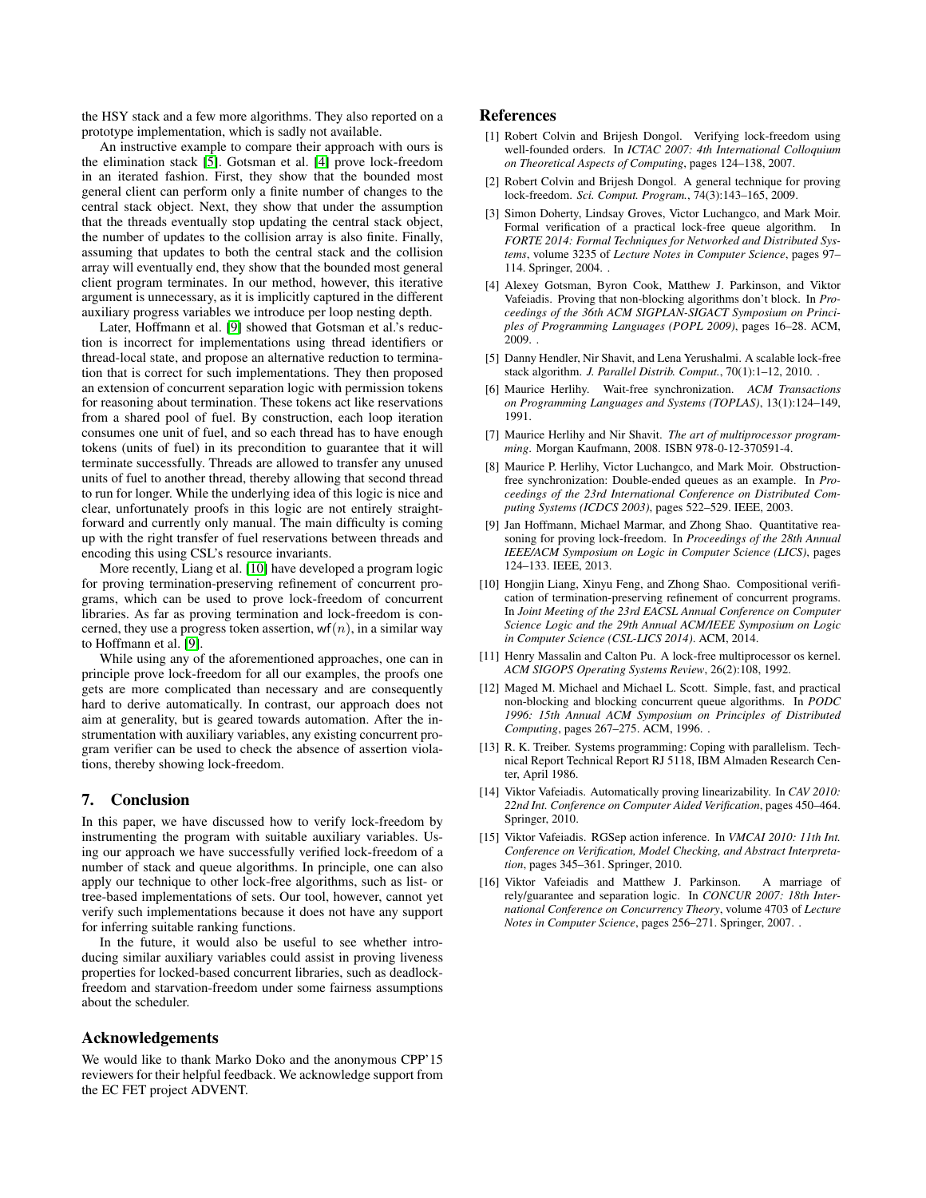the HSY stack and a few more algorithms. They also reported on a prototype implementation, which is sadly not available.

An instructive example to compare their approach with ours is the elimination stack [5]. Gotsman et al. [4] prove lock-freedom in an iterated fashion. First, they show that the bounded most general client can perform only a finite number of changes to the central stack object. Next, they show that under the assumption that the threads eventually stop updating the central stack object, the number of updates to the collision array is also finite. Finally, assuming that updates to both the central stack and the collision array will eventually end, they show that the bounded most general client program terminates. In our method, however, this iterative argument is unnecessary, as it is implicitly captured in the different auxiliary progress variables we introduce per loop nesting depth.

Later, Hoffmann et al. [9] showed that Gotsman et al.'s reduction is incorrect for implementations using thread identifiers or thread-local state, and propose an alternative reduction to termination that is correct for such implementations. They then proposed an extension of concurrent separation logic with permission tokens for reasoning about termination. These tokens act like reservations from a shared pool of fuel. By construction, each loop iteration consumes one unit of fuel, and so each thread has to have enough tokens (units of fuel) in its precondition to guarantee that it will terminate successfully. Threads are allowed to transfer any unused units of fuel to another thread, thereby allowing that second thread to run for longer. While the underlying idea of this logic is nice and clear, unfortunately proofs in this logic are not entirely straightforward and currently only manual. The main difficulty is coming up with the right transfer of fuel reservations between threads and encoding this using CSL's resource invariants.

More recently, Liang et al. [10] have developed a program logic for proving termination-preserving refinement of concurrent programs, which can be used to prove lock-freedom of concurrent libraries. As far as proving termination and lock-freedom is concerned, they use a progress token assertion, $\mathsf{wf}(n)$, in a similar way to Hoffmann et al. [9].

While using any of the aforementioned approaches, one can in principle prove lock-freedom for all our examples, the proofs one gets are more complicated than necessary and are consequently hard to derive automatically. In contrast, our approach does not aim at generality, but is geared towards automation. After the instrumentation with auxiliary variables, any existing concurrent program verifier can be used to check the absence of assertion violations, thereby showing lock-freedom.

## 7. Conclusion

In this paper, we have discussed how to verify lock-freedom by instrumenting the program with suitable auxiliary variables. Using our approach we have successfully verified lock-freedom of a number of stack and queue algorithms. In principle, one can also apply our technique to other lock-free algorithms, such as list- or tree-based implementations of sets. Our tool, however, cannot yet verify such implementations because it does not have any support for inferring suitable ranking functions.

In the future, it would also be useful to see whether introducing similar auxiliary variables could assist in proving liveness properties for locked-based concurrent libraries, such as deadlock-freedom and starvation-freedom under some fairness assumptions about the scheduler.

## Acknowledgements

We would like to thank Marko Doko and the anonymous CPP'15 reviewers for their helpful feedback. We acknowledge support from the EC FET project ADVENT.

## References

[1] Robert Colvin and Brijesh Dongol. Verifying lock-freedom using well-founded orders. In *ICTAC 2007: 4th International Colloquium on Theoretical Aspects of Computing*, pages 124–138, 2007.

[2] Robert Colvin and Brijesh Dongol. A general technique for proving lock-freedom. *Sci. Comput. Program.*, 74(3):143–165, 2009.

[3] Simon Doherty, Lindsay Groves, Victor Luchangco, and Mark Moir. Formal verification of a practical lock-free queue algorithm. In *FORTE 2014: Formal Techniques for Networked and Distributed Systems*, volume 3235 of *Lecture Notes in Computer Science*, pages 97–114. Springer, 2004. .

[4] Alexey Gotsman, Byron Cook, Matthew J. Parkinson, and Viktor Vafeiadis. Proving that non-blocking algorithms don't block. In *Proceedings of the 36th ACM SIGPLAN-SIGACT Symposium on Principles of Programming Languages (POPL 2009)*, pages 16–28. ACM, 2009. .

[5] Danny Hendler, Nir Shavit, and Lena Yerushalmi. A scalable lock-free stack algorithm. *J. Parallel Distrib. Comput.*, 70(1):1–12, 2010. .

[6] Maurice Herlihy. Wait-free synchronization. *ACM Transactions on Programming Languages and Systems (TOPLAS)*, 13(1):124–149, 1991.

[7] Maurice Herlihy and Nir Shavit. *The art of multiprocessor programming*. Morgan Kaufmann, 2008. ISBN 978-0-12-370591-4.

[8] Maurice P. Herlihy, Victor Luchangco, and Mark Moir. Obstruction-free synchronization: Double-ended queues as an example. In *Proceedings of the 23rd International Conference on Distributed Computing Systems (ICDCS 2003)*, pages 522–529. IEEE, 2003.

[9] Jan Hoffmann, Michael Marmar, and Zhong Shao. Quantitative reasoning for proving lock-freedom. In *Proceedings of the 28th Annual IEEE/ACM Symposium on Logic in Computer Science (LICS)*, pages 124–133. IEEE, 2013.

[10] Hongjin Liang, Xinyu Feng, and Zhong Shao. Compositional verification of termination-preserving refinement of concurrent programs. In *Joint Meeting of the 23rd EACSL Annual Conference on Computer Science Logic and the 29th Annual ACM/IEEE Symposium on Logic in Computer Science (CSL-LICS 2014)*. ACM, 2014.

[11] Henry Massalin and Calton Pu. A lock-free multiprocessor os kernel. *ACM SIGOPS Operating Systems Review*, 26(2):108, 1992.

[12] Maged M. Michael and Michael L. Scott. Simple, fast, and practical non-blocking and blocking concurrent queue algorithms. In *PODC 1996: 15th Annual ACM Symposium on Principles of Distributed Computing*, pages 267–275. ACM, 1996. .

[13] R. K. Treiber. Systems programming: Coping with parallelism. Technical Report Technical Report RJ 5118, IBM Almaden Research Center, April 1986.

[14] Viktor Vafeiadis. Automatically proving linearizability. In *CAV 2010: 22nd Int. Conference on Computer Aided Verification*, pages 450–464. Springer, 2010.

[15] Viktor Vafeiadis. RGSep action inference. In *VMCAI 2010: 11th Int. Conference on Verification, Model Checking, and Abstract Interpretation*, pages 345–361. Springer, 2010.

[16] Viktor Vafeiadis and Matthew J. Parkinson. A marriage of rely/guarantee and separation logic. In *CONCUR 2007: 18th International Conference on Concurrency Theory*, volume 4703 of *Lecture Notes in Computer Science*, pages 256–271. Springer, 2007. .